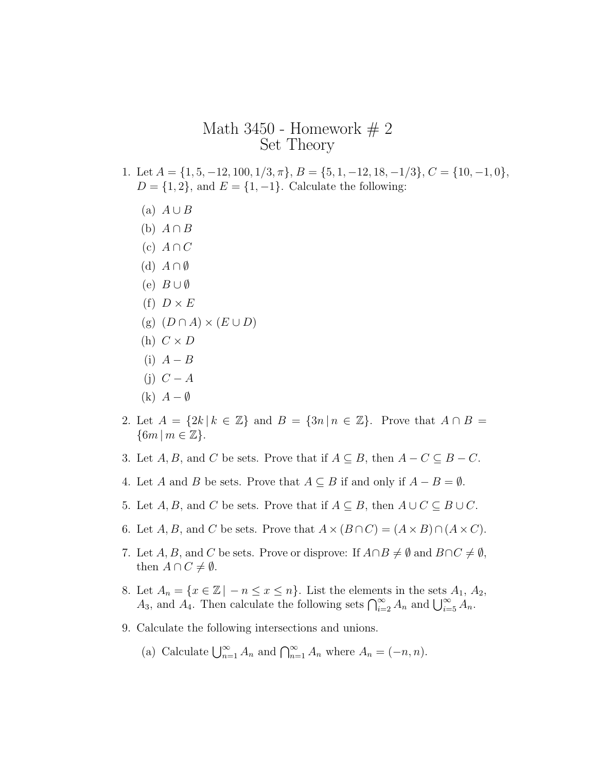# Math 3450 - Homework # 2
## Set Theory

1. Let $A = \{1, 5, -12, 100, 1/3, \pi\}$, $B = \{5, 1, -12, 18, -1/3\}$, $C = \{10, -1, 0\}$, $D = \{1, 2\}$, and $E = \{1, -1\}$. Calculate the following:

   (a) $A \cup B$

   (b) $A \cap B$

   (c) $A \cap C$

   (d) $A \cap \emptyset$

   (e) $B \cup \emptyset$

   (f) $D \times E$

   (g) $(D \cap A) \times (E \cup D)$

   (h) $C \times D$

   (i) $A - B$

   (j) $C - A$

   (k) $A - \emptyset$

2. Let $A = \{2k \,|\, k \in \mathbb{Z}\}$ and $B = \{3n \,|\, n \in \mathbb{Z}\}$. Prove that $A \cap B = \{6m \,|\, m \in \mathbb{Z}\}$.

3. Let $A, B$, and $C$ be sets. Prove that if $A \subseteq B$, then $A - C \subseteq B - C$.

4. Let $A$ and $B$ be sets. Prove that $A \subseteq B$ if and only if $A - B = \emptyset$.

5. Let $A, B$, and $C$ be sets. Prove that if $A \subseteq B$, then $A \cup C \subseteq B \cup C$.

6. Let $A, B$, and $C$ be sets. Prove that $A \times (B \cap C) = (A \times B) \cap (A \times C)$.

7. Let $A, B$, and $C$ be sets. Prove or disprove: If $A \cap B \neq \emptyset$ and $B \cap C \neq \emptyset$, then $A \cap C \neq \emptyset$.

8. Let $A_n = \{x \in \mathbb{Z} \,|\, -n \leq x \leq n\}$. List the elements in the sets $A_1$, $A_2$, $A_3$, and $A_4$. Then calculate the following sets $\bigcap_{i=2}^{\infty} A_n$ and $\bigcup_{i=5}^{\infty} A_n$.

9. Calculate the following intersections and unions.

   (a) Calculate $\bigcup_{n=1}^{\infty} A_n$ and $\bigcap_{n=1}^{\infty} A_n$ where $A_n = (-n, n)$.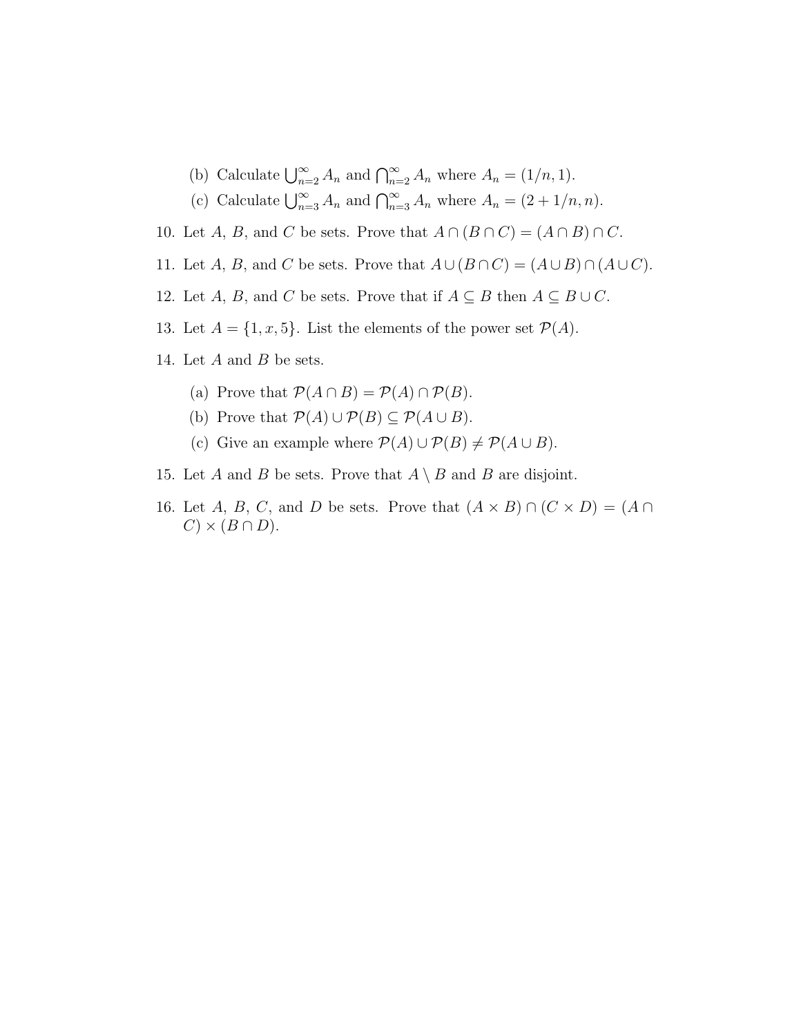(b) Calculate $\bigcup_{n=2}^{\infty} A_n$ and $\bigcap_{n=2}^{\infty} A_n$ where $A_n = (1/n, 1)$.

(c) Calculate $\bigcup_{n=3}^{\infty} A_n$ and $\bigcap_{n=3}^{\infty} A_n$ where $A_n = (2 + 1/n, n)$.

10. Let $A$, $B$, and $C$ be sets. Prove that $A \cap (B \cap C) = (A \cap B) \cap C$.

11. Let $A$, $B$, and $C$ be sets. Prove that $A \cup (B \cap C) = (A \cup B) \cap (A \cup C)$.

12. Let $A$, $B$, and $C$ be sets. Prove that if $A \subseteq B$ then $A \subseteq B \cup C$.

13. Let $A = \{1, x, 5\}$. List the elements of the power set $\mathcal{P}(A)$.

14. Let $A$ and $B$ be sets.

    (a) Prove that $\mathcal{P}(A \cap B) = \mathcal{P}(A) \cap \mathcal{P}(B)$.

    (b) Prove that $\mathcal{P}(A) \cup \mathcal{P}(B) \subseteq \mathcal{P}(A \cup B)$.

    (c) Give an example where $\mathcal{P}(A) \cup \mathcal{P}(B) \neq \mathcal{P}(A \cup B)$.

15. Let $A$ and $B$ be sets. Prove that $A \setminus B$ and $B$ are disjoint.

16. Let $A$, $B$, $C$, and $D$ be sets. Prove that $(A \times B) \cap (C \times D) = (A \cap C) \times (B \cap D)$.